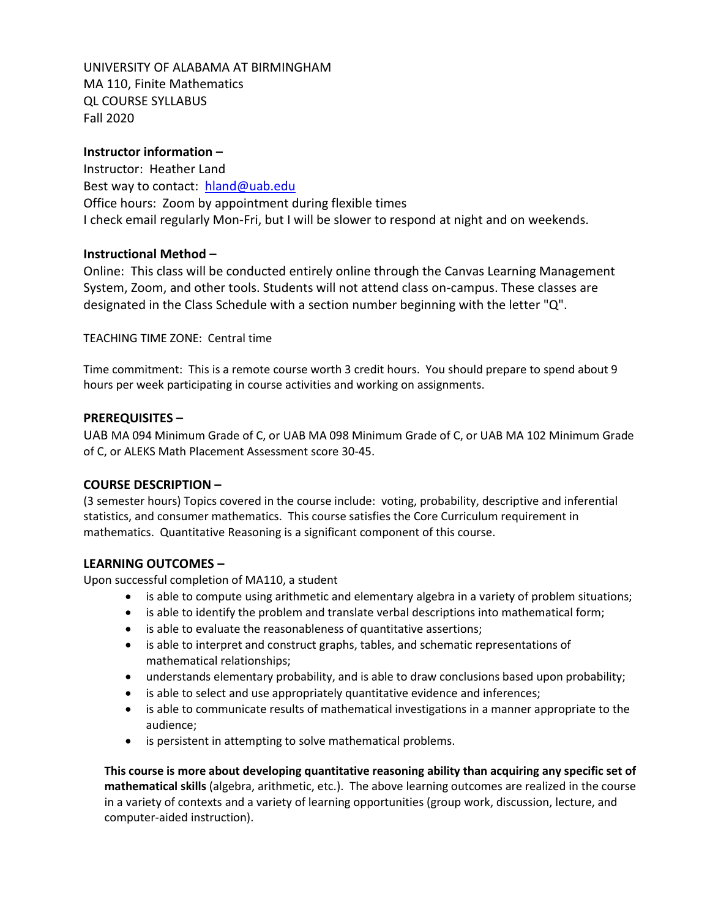UNIVERSITY OF ALABAMA AT BIRMINGHAM
MA 110, Finite Mathematics
QL COURSE SYLLABUS
Fall 2020

**Instructor information –**

Instructor: Heather Land
Best way to contact: hland@uab.edu
Office hours: Zoom by appointment during flexible times
I check email regularly Mon-Fri, but I will be slower to respond at night and on weekends.

**Instructional Method –**

Online: This class will be conducted entirely online through the Canvas Learning Management System, Zoom, and other tools. Students will not attend class on-campus. These classes are designated in the Class Schedule with a section number beginning with the letter "Q".

TEACHING TIME ZONE: Central time

Time commitment: This is a remote course worth 3 credit hours. You should prepare to spend about 9 hours per week participating in course activities and working on assignments.

**PREREQUISITES –**

UAB MA 094 Minimum Grade of C, or UAB MA 098 Minimum Grade of C, or UAB MA 102 Minimum Grade of C, or ALEKS Math Placement Assessment score 30-45.

**COURSE DESCRIPTION –**

(3 semester hours) Topics covered in the course include: voting, probability, descriptive and inferential statistics, and consumer mathematics. This course satisfies the Core Curriculum requirement in mathematics. Quantitative Reasoning is a significant component of this course.

**LEARNING OUTCOMES –**

Upon successful completion of MA110, a student

- is able to compute using arithmetic and elementary algebra in a variety of problem situations;
- is able to identify the problem and translate verbal descriptions into mathematical form;
- is able to evaluate the reasonableness of quantitative assertions;
- is able to interpret and construct graphs, tables, and schematic representations of mathematical relationships;
- understands elementary probability, and is able to draw conclusions based upon probability;
- is able to select and use appropriately quantitative evidence and inferences;
- is able to communicate results of mathematical investigations in a manner appropriate to the audience;
- is persistent in attempting to solve mathematical problems.

**This course is more about developing quantitative reasoning ability than acquiring any specific set of mathematical skills** (algebra, arithmetic, etc.). The above learning outcomes are realized in the course in a variety of contexts and a variety of learning opportunities (group work, discussion, lecture, and computer-aided instruction).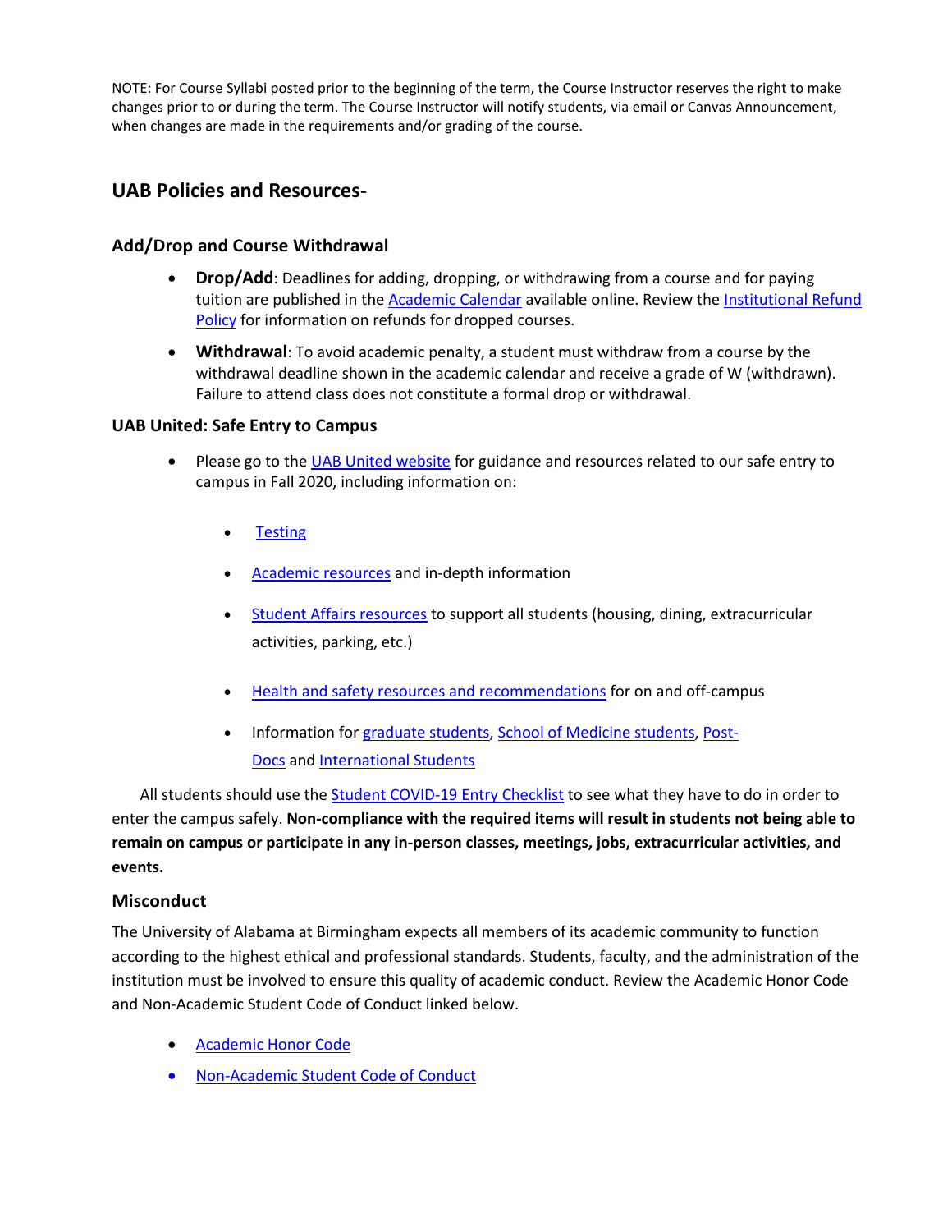NOTE: For Course Syllabi posted prior to the beginning of the term, the Course Instructor reserves the right to make changes prior to or during the term. The Course Instructor will notify students, via email or Canvas Announcement, when changes are made in the requirements and/or grading of the course.

## UAB Policies and Resources-

### Add/Drop and Course Withdrawal

- **Drop/Add**: Deadlines for adding, dropping, or withdrawing from a course and for paying tuition are published in the Academic Calendar available online. Review the Institutional Refund Policy for information on refunds for dropped courses.
- **Withdrawal**: To avoid academic penalty, a student must withdraw from a course by the withdrawal deadline shown in the academic calendar and receive a grade of W (withdrawn). Failure to attend class does not constitute a formal drop or withdrawal.

### UAB United: Safe Entry to Campus

- Please go to the UAB United website for guidance and resources related to our safe entry to campus in Fall 2020, including information on:
  - Testing
  - Academic resources and in-depth information
  - Student Affairs resources to support all students (housing, dining, extracurricular activities, parking, etc.)
  - Health and safety resources and recommendations for on and off-campus
  - Information for graduate students, School of Medicine students, Post-Docs and International Students

All students should use the Student COVID-19 Entry Checklist to see what they have to do in order to enter the campus safely. **Non-compliance with the required items will result in students not being able to remain on campus or participate in any in-person classes, meetings, jobs, extracurricular activities, and events.**

### Misconduct

The University of Alabama at Birmingham expects all members of its academic community to function according to the highest ethical and professional standards. Students, faculty, and the administration of the institution must be involved to ensure this quality of academic conduct. Review the Academic Honor Code and Non-Academic Student Code of Conduct linked below.

- Academic Honor Code
- Non-Academic Student Code of Conduct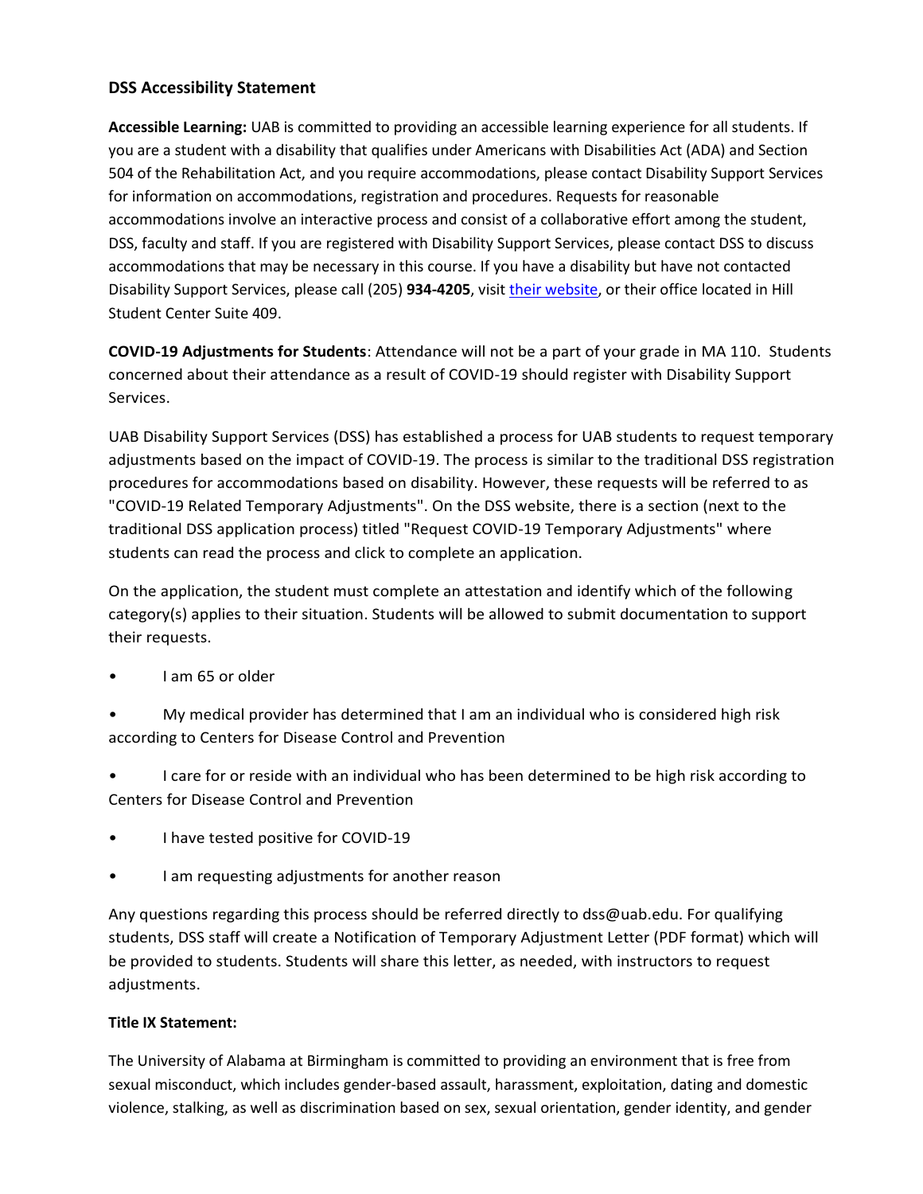### DSS Accessibility Statement

**Accessible Learning:** UAB is committed to providing an accessible learning experience for all students. If you are a student with a disability that qualifies under Americans with Disabilities Act (ADA) and Section 504 of the Rehabilitation Act, and you require accommodations, please contact Disability Support Services for information on accommodations, registration and procedures. Requests for reasonable accommodations involve an interactive process and consist of a collaborative effort among the student, DSS, faculty and staff. If you are registered with Disability Support Services, please contact DSS to discuss accommodations that may be necessary in this course. If you have a disability but have not contacted Disability Support Services, please call (205) **934-4205**, visit their website, or their office located in Hill Student Center Suite 409.

**COVID-19 Adjustments for Students**: Attendance will not be a part of your grade in MA 110. Students concerned about their attendance as a result of COVID-19 should register with Disability Support Services.

UAB Disability Support Services (DSS) has established a process for UAB students to request temporary adjustments based on the impact of COVID-19. The process is similar to the traditional DSS registration procedures for accommodations based on disability. However, these requests will be referred to as "COVID-19 Related Temporary Adjustments". On the DSS website, there is a section (next to the traditional DSS application process) titled "Request COVID-19 Temporary Adjustments" where students can read the process and click to complete an application.

On the application, the student must complete an attestation and identify which of the following category(s) applies to their situation. Students will be allowed to submit documentation to support their requests.

- I am 65 or older
- My medical provider has determined that I am an individual who is considered high risk according to Centers for Disease Control and Prevention
- I care for or reside with an individual who has been determined to be high risk according to Centers for Disease Control and Prevention
- I have tested positive for COVID-19
- I am requesting adjustments for another reason

Any questions regarding this process should be referred directly to dss@uab.edu. For qualifying students, DSS staff will create a Notification of Temporary Adjustment Letter (PDF format) which will be provided to students. Students will share this letter, as needed, with instructors to request adjustments.

**Title IX Statement:**

The University of Alabama at Birmingham is committed to providing an environment that is free from sexual misconduct, which includes gender-based assault, harassment, exploitation, dating and domestic violence, stalking, as well as discrimination based on sex, sexual orientation, gender identity, and gender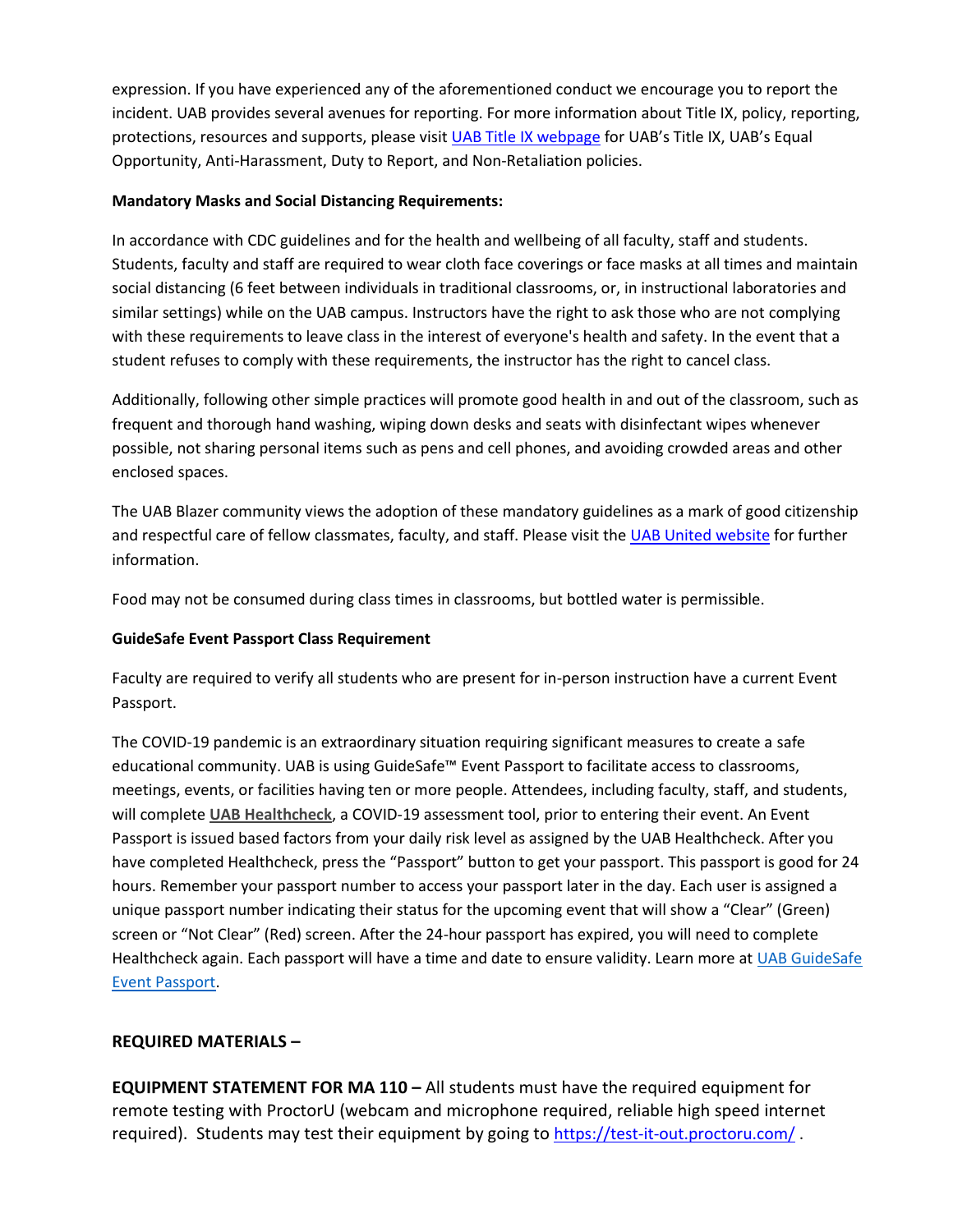expression. If you have experienced any of the aforementioned conduct we encourage you to report the incident. UAB provides several avenues for reporting. For more information about Title IX, policy, reporting, protections, resources and supports, please visit [UAB Title IX webpage] for UAB's Title IX, UAB's Equal Opportunity, Anti-Harassment, Duty to Report, and Non-Retaliation policies.

**Mandatory Masks and Social Distancing Requirements:**

In accordance with CDC guidelines and for the health and wellbeing of all faculty, staff and students. Students, faculty and staff are required to wear cloth face coverings or face masks at all times and maintain social distancing (6 feet between individuals in traditional classrooms, or, in instructional laboratories and similar settings) while on the UAB campus. Instructors have the right to ask those who are not complying with these requirements to leave class in the interest of everyone's health and safety. In the event that a student refuses to comply with these requirements, the instructor has the right to cancel class.

Additionally, following other simple practices will promote good health in and out of the classroom, such as frequent and thorough hand washing, wiping down desks and seats with disinfectant wipes whenever possible, not sharing personal items such as pens and cell phones, and avoiding crowded areas and other enclosed spaces.

The UAB Blazer community views the adoption of these mandatory guidelines as a mark of good citizenship and respectful care of fellow classmates, faculty, and staff. Please visit the [UAB United website] for further information.

Food may not be consumed during class times in classrooms, but bottled water is permissible.

**GuideSafe Event Passport Class Requirement**

Faculty are required to verify all students who are present for in-person instruction have a current Event Passport.

The COVID-19 pandemic is an extraordinary situation requiring significant measures to create a safe educational community. UAB is using GuideSafe™ Event Passport to facilitate access to classrooms, meetings, events, or facilities having ten or more people. Attendees, including faculty, staff, and students, will complete **UAB Healthcheck**, a COVID-19 assessment tool, prior to entering their event. An Event Passport is issued based factors from your daily risk level as assigned by the UAB Healthcheck. After you have completed Healthcheck, press the "Passport" button to get your passport. This passport is good for 24 hours. Remember your passport number to access your passport later in the day. Each user is assigned a unique passport number indicating their status for the upcoming event that will show a "Clear" (Green) screen or "Not Clear" (Red) screen. After the 24-hour passport has expired, you will need to complete Healthcheck again. Each passport will have a time and date to ensure validity. Learn more at [UAB GuideSafe Event Passport].

**REQUIRED MATERIALS –**

**EQUIPMENT STATEMENT FOR MA 110 –** All students must have the required equipment for remote testing with ProctorU (webcam and microphone required, reliable high speed internet required). Students may test their equipment by going to https://test-it-out.proctoru.com/ .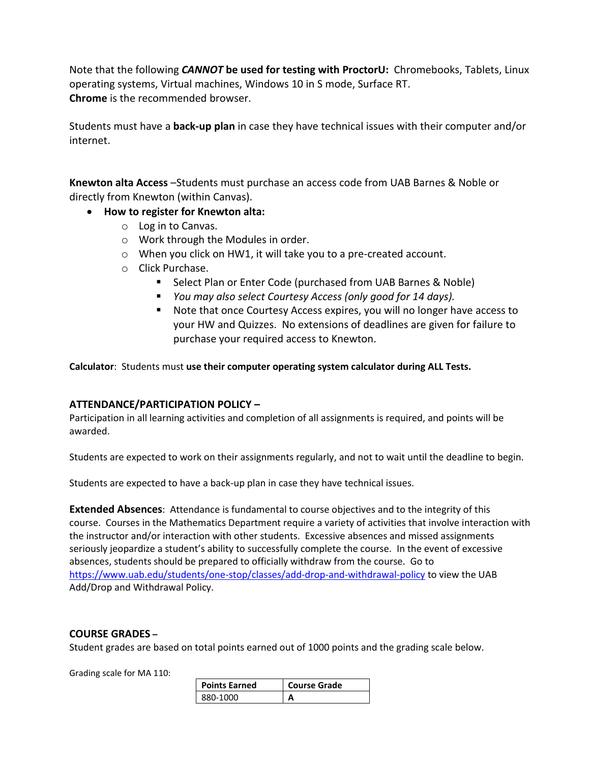Note that the following ***CANNOT* be used for testing with ProctorU:** Chromebooks, Tablets, Linux operating systems, Virtual machines, Windows 10 in S mode, Surface RT.
**Chrome** is the recommended browser.

Students must have a **back-up plan** in case they have technical issues with their computer and/or internet.

**Knewton alta Access** –Students must purchase an access code from UAB Barnes & Noble or directly from Knewton (within Canvas).

- **How to register for Knewton alta:**
  - Log in to Canvas.
  - Work through the Modules in order.
  - When you click on HW1, it will take you to a pre-created account.
  - Click Purchase.
    - Select Plan or Enter Code (purchased from UAB Barnes & Noble)
    - *You may also select Courtesy Access (only good for 14 days).*
    - Note that once Courtesy Access expires, you will no longer have access to your HW and Quizzes. No extensions of deadlines are given for failure to purchase your required access to Knewton.

**Calculator**: Students must **use their computer operating system calculator during ALL Tests.**

## ATTENDANCE/PARTICIPATION POLICY –

Participation in all learning activities and completion of all assignments is required, and points will be awarded.

Students are expected to work on their assignments regularly, and not to wait until the deadline to begin.

Students are expected to have a back-up plan in case they have technical issues.

**Extended Absences**: Attendance is fundamental to course objectives and to the integrity of this course. Courses in the Mathematics Department require a variety of activities that involve interaction with the instructor and/or interaction with other students. Excessive absences and missed assignments seriously jeopardize a student's ability to successfully complete the course. In the event of excessive absences, students should be prepared to officially withdraw from the course. Go to https://www.uab.edu/students/one-stop/classes/add-drop-and-withdrawal-policy to view the UAB Add/Drop and Withdrawal Policy.

## COURSE GRADES –

Student grades are based on total points earned out of 1000 points and the grading scale below.

Grading scale for MA 110:

| Points Earned | Course Grade |
|---|---|
| 880-1000 | **A** |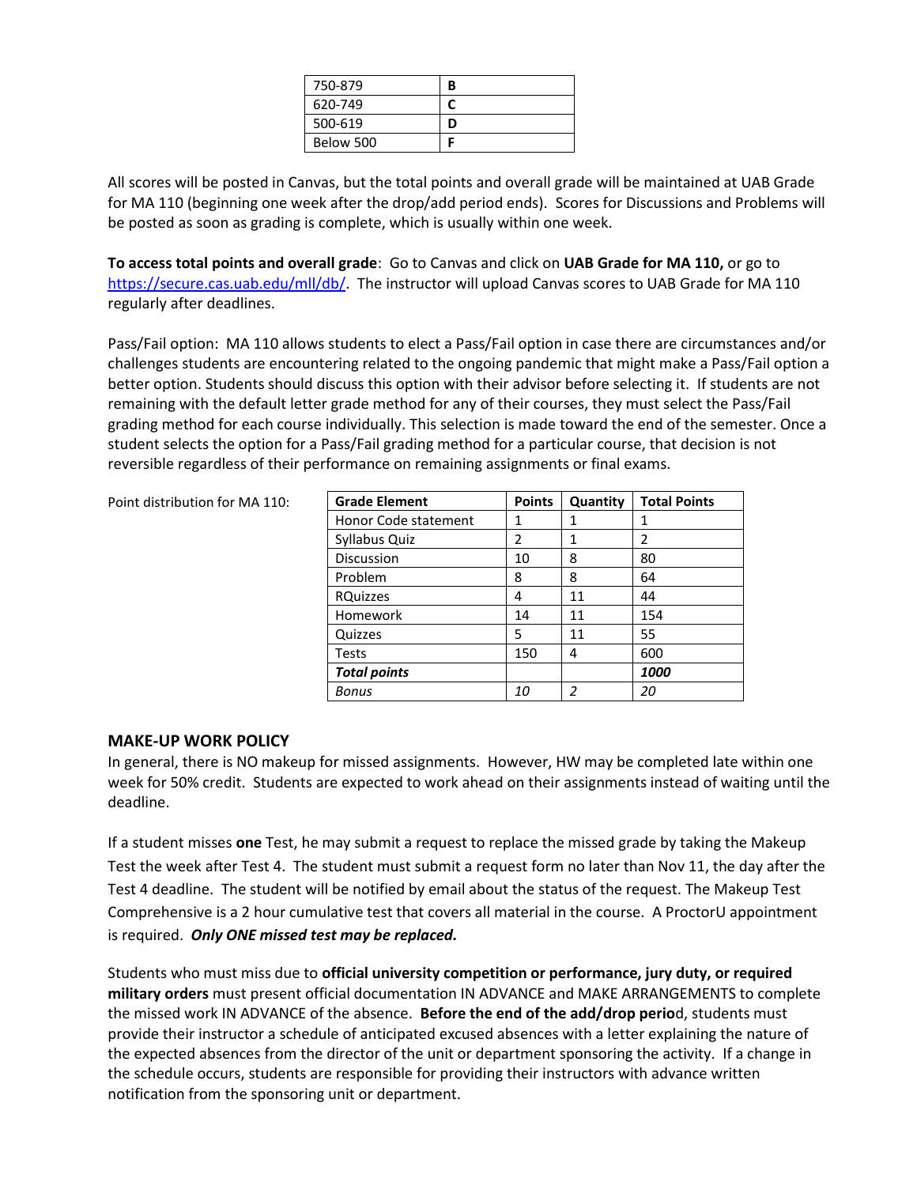| 750-879 | **B** |
|---|---|
| 620-749 | **C** |
| 500-619 | **D** |
| Below 500 | **F** |

All scores will be posted in Canvas, but the total points and overall grade will be maintained at UAB Grade for MA 110 (beginning one week after the drop/add period ends). Scores for Discussions and Problems will be posted as soon as grading is complete, which is usually within one week.

**To access total points and overall grade**: Go to Canvas and click on **UAB Grade for MA 110,** or go to https://secure.cas.uab.edu/mll/db/. The instructor will upload Canvas scores to UAB Grade for MA 110 regularly after deadlines.

Pass/Fail option: MA 110 allows students to elect a Pass/Fail option in case there are circumstances and/or challenges students are encountering related to the ongoing pandemic that might make a Pass/Fail option a better option. Students should discuss this option with their advisor before selecting it. If students are not remaining with the default letter grade method for any of their courses, they must select the Pass/Fail grading method for each course individually. This selection is made toward the end of the semester. Once a student selects the option for a Pass/Fail grading method for a particular course, that decision is not reversible regardless of their performance on remaining assignments or final exams.

Point distribution for MA 110:

| Grade Element | Points | Quantity | Total Points |
|---|---|---|---|
| Honor Code statement | 1 | 1 | 1 |
| Syllabus Quiz | 2 | 1 | 2 |
| Discussion | 10 | 8 | 80 |
| Problem | 8 | 8 | 64 |
| RQuizzes | 4 | 11 | 44 |
| Homework | 14 | 11 | 154 |
| Quizzes | 5 | 11 | 55 |
| Tests | 150 | 4 | 600 |
| ***Total points*** | | | ***1000*** |
| *Bonus* | *10* | *2* | *20* |

## MAKE-UP WORK POLICY

In general, there is NO makeup for missed assignments. However, HW may be completed late within one week for 50% credit. Students are expected to work ahead on their assignments instead of waiting until the deadline.

If a student misses **one** Test, he may submit a request to replace the missed grade by taking the Makeup Test the week after Test 4. The student must submit a request form no later than Nov 11, the day after the Test 4 deadline. The student will be notified by email about the status of the request. The Makeup Test Comprehensive is a 2 hour cumulative test that covers all material in the course. A ProctorU appointment is required. ***Only ONE missed test may be replaced.***

Students who must miss due to **official university competition or performance, jury duty, or required military orders** must present official documentation IN ADVANCE and MAKE ARRANGEMENTS to complete the missed work IN ADVANCE of the absence. **Before the end of the add/drop period**, students must provide their instructor a schedule of anticipated excused absences with a letter explaining the nature of the expected absences from the director of the unit or department sponsoring the activity. If a change in the schedule occurs, students are responsible for providing their instructors with advance written notification from the sponsoring unit or department.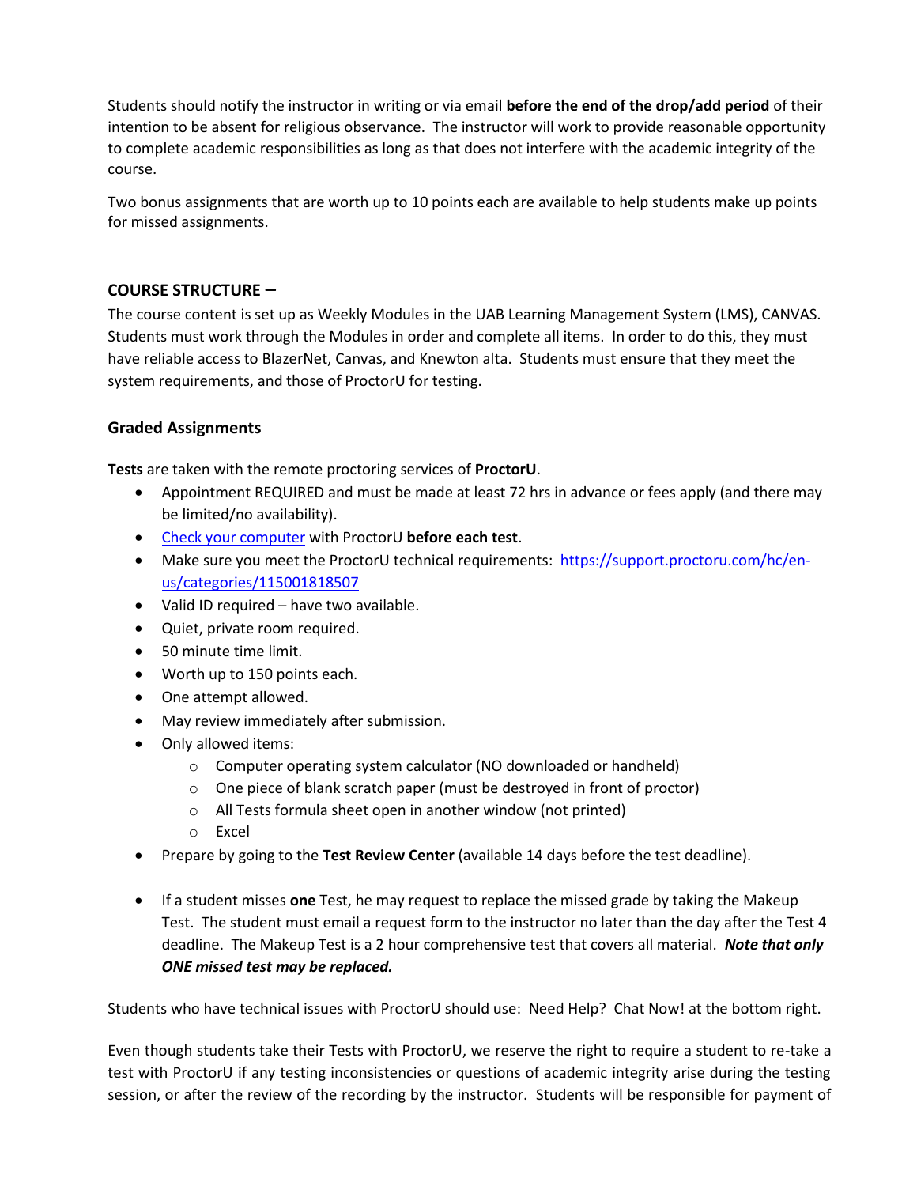Students should notify the instructor in writing or via email **before the end of the drop/add period** of their intention to be absent for religious observance. The instructor will work to provide reasonable opportunity to complete academic responsibilities as long as that does not interfere with the academic integrity of the course.

Two bonus assignments that are worth up to 10 points each are available to help students make up points for missed assignments.

## COURSE STRUCTURE –

The course content is set up as Weekly Modules in the UAB Learning Management System (LMS), CANVAS. Students must work through the Modules in order and complete all items. In order to do this, they must have reliable access to BlazerNet, Canvas, and Knewton alta. Students must ensure that they meet the system requirements, and those of ProctorU for testing.

### Graded Assignments

**Tests** are taken with the remote proctoring services of **ProctorU**.

- Appointment REQUIRED and must be made at least 72 hrs in advance or fees apply (and there may be limited/no availability).
- Check your computer with ProctorU **before each test**.
- Make sure you meet the ProctorU technical requirements: https://support.proctoru.com/hc/en-us/categories/115001818507
- Valid ID required – have two available.
- Quiet, private room required.
- 50 minute time limit.
- Worth up to 150 points each.
- One attempt allowed.
- May review immediately after submission.
- Only allowed items:
  - Computer operating system calculator (NO downloaded or handheld)
  - One piece of blank scratch paper (must be destroyed in front of proctor)
  - All Tests formula sheet open in another window (not printed)
  - Excel
- Prepare by going to the **Test Review Center** (available 14 days before the test deadline).
- If a student misses **one** Test, he may request to replace the missed grade by taking the Makeup Test. The student must email a request form to the instructor no later than the day after the Test 4 deadline. The Makeup Test is a 2 hour comprehensive test that covers all material. ***Note that only ONE missed test may be replaced.***

Students who have technical issues with ProctorU should use: Need Help? Chat Now! at the bottom right.

Even though students take their Tests with ProctorU, we reserve the right to require a student to re-take a test with ProctorU if any testing inconsistencies or questions of academic integrity arise during the testing session, or after the review of the recording by the instructor. Students will be responsible for payment of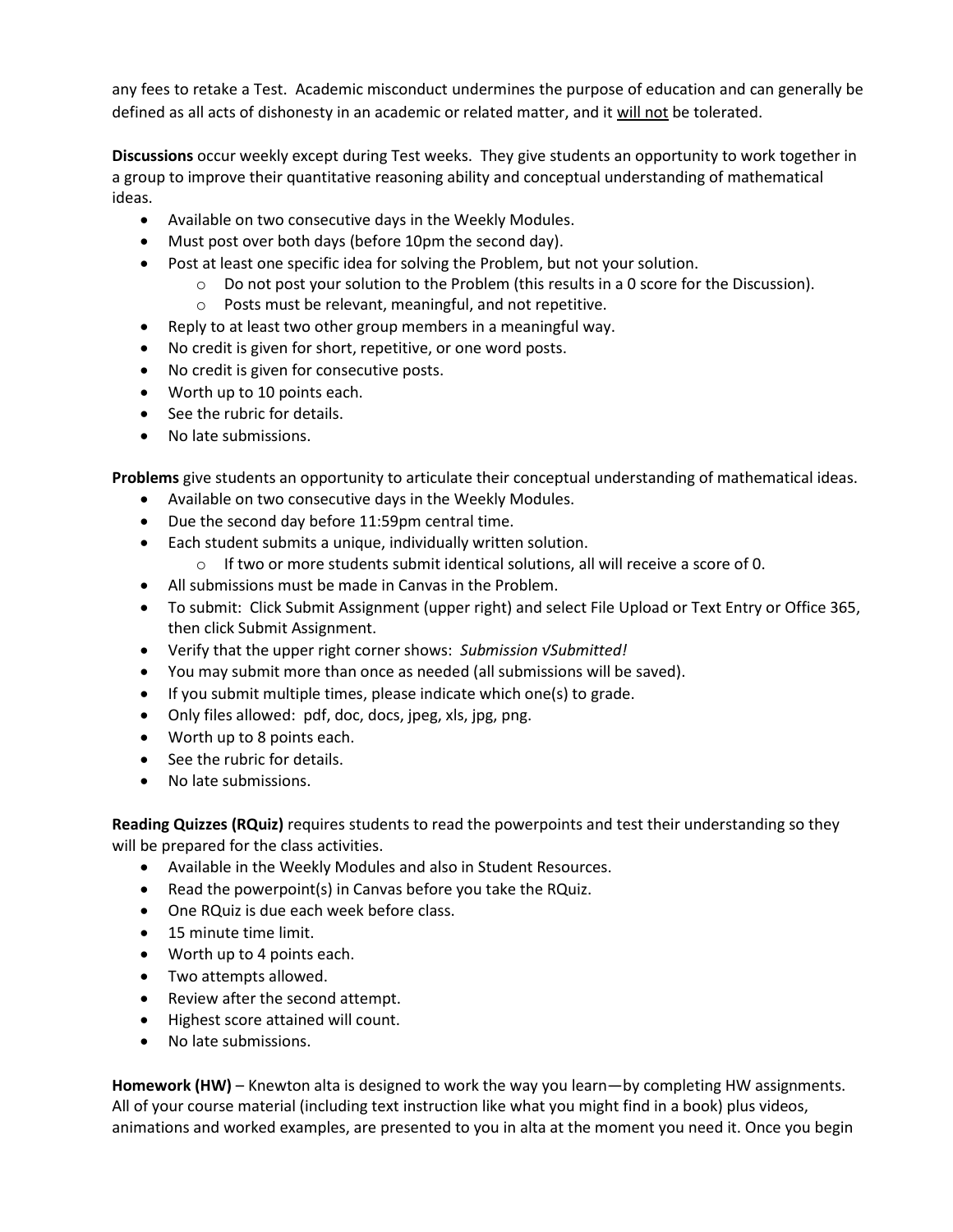any fees to retake a Test. Academic misconduct undermines the purpose of education and can generally be defined as all acts of dishonesty in an academic or related matter, and it <u>will not</u> be tolerated.

**Discussions** occur weekly except during Test weeks. They give students an opportunity to work together in a group to improve their quantitative reasoning ability and conceptual understanding of mathematical ideas.

- Available on two consecutive days in the Weekly Modules.
- Must post over both days (before 10pm the second day).
- Post at least one specific idea for solving the Problem, but not your solution.
  - Do not post your solution to the Problem (this results in a 0 score for the Discussion).
  - Posts must be relevant, meaningful, and not repetitive.
- Reply to at least two other group members in a meaningful way.
- No credit is given for short, repetitive, or one word posts.
- No credit is given for consecutive posts.
- Worth up to 10 points each.
- See the rubric for details.
- No late submissions.

**Problems** give students an opportunity to articulate their conceptual understanding of mathematical ideas.

- Available on two consecutive days in the Weekly Modules.
- Due the second day before 11:59pm central time.
- Each student submits a unique, individually written solution.
  - If two or more students submit identical solutions, all will receive a score of 0.
- All submissions must be made in Canvas in the Problem.
- To submit: Click Submit Assignment (upper right) and select File Upload or Text Entry or Office 365, then click Submit Assignment.
- Verify that the upper right corner shows: *Submission √Submitted!*
- You may submit more than once as needed (all submissions will be saved).
- If you submit multiple times, please indicate which one(s) to grade.
- Only files allowed: pdf, doc, docs, jpeg, xls, jpg, png.
- Worth up to 8 points each.
- See the rubric for details.
- No late submissions.

**Reading Quizzes (RQuiz)** requires students to read the powerpoints and test their understanding so they will be prepared for the class activities.

- Available in the Weekly Modules and also in Student Resources.
- Read the powerpoint(s) in Canvas before you take the RQuiz.
- One RQuiz is due each week before class.
- 15 minute time limit.
- Worth up to 4 points each.
- Two attempts allowed.
- Review after the second attempt.
- Highest score attained will count.
- No late submissions.

**Homework (HW)** – Knewton alta is designed to work the way you learn—by completing HW assignments. All of your course material (including text instruction like what you might find in a book) plus videos, animations and worked examples, are presented to you in alta at the moment you need it. Once you begin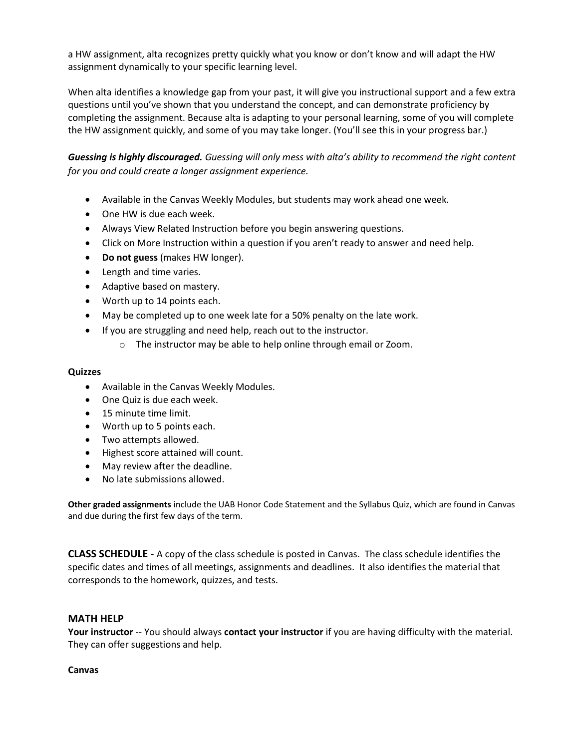a HW assignment, alta recognizes pretty quickly what you know or don't know and will adapt the HW assignment dynamically to your specific learning level.

When alta identifies a knowledge gap from your past, it will give you instructional support and a few extra questions until you've shown that you understand the concept, and can demonstrate proficiency by completing the assignment. Because alta is adapting to your personal learning, some of you will complete the HW assignment quickly, and some of you may take longer. (You'll see this in your progress bar.)

***Guessing is highly discouraged.*** *Guessing will only mess with alta's ability to recommend the right content for you and could create a longer assignment experience.*

- Available in the Canvas Weekly Modules, but students may work ahead one week.
- One HW is due each week.
- Always View Related Instruction before you begin answering questions.
- Click on More Instruction within a question if you aren't ready to answer and need help.
- **Do not guess** (makes HW longer).
- Length and time varies.
- Adaptive based on mastery.
- Worth up to 14 points each.
- May be completed up to one week late for a 50% penalty on the late work.
- If you are struggling and need help, reach out to the instructor.
  - The instructor may be able to help online through email or Zoom.

**Quizzes**

- Available in the Canvas Weekly Modules.
- One Quiz is due each week.
- 15 minute time limit.
- Worth up to 5 points each.
- Two attempts allowed.
- Highest score attained will count.
- May review after the deadline.
- No late submissions allowed.

**Other graded assignments** include the UAB Honor Code Statement and the Syllabus Quiz, which are found in Canvas and due during the first few days of the term.

**CLASS SCHEDULE** - A copy of the class schedule is posted in Canvas. The class schedule identifies the specific dates and times of all meetings, assignments and deadlines. It also identifies the material that corresponds to the homework, quizzes, and tests.

## MATH HELP

**Your instructor** -- You should always **contact your instructor** if you are having difficulty with the material. They can offer suggestions and help.

**Canvas**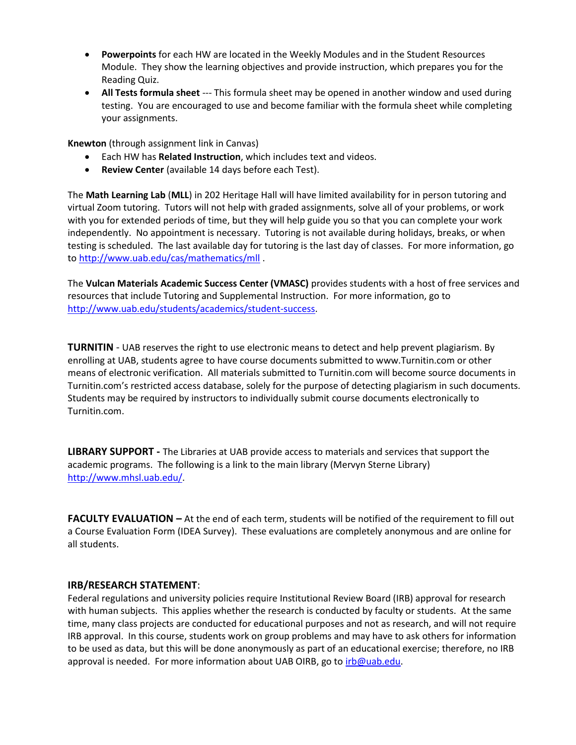- **Powerpoints** for each HW are located in the Weekly Modules and in the Student Resources Module. They show the learning objectives and provide instruction, which prepares you for the Reading Quiz.
- **All Tests formula sheet** --- This formula sheet may be opened in another window and used during testing. You are encouraged to use and become familiar with the formula sheet while completing your assignments.

**Knewton** (through assignment link in Canvas)

- Each HW has **Related Instruction**, which includes text and videos.
- **Review Center** (available 14 days before each Test).

The **Math Learning Lab** (**MLL**) in 202 Heritage Hall will have limited availability for in person tutoring and virtual Zoom tutoring. Tutors will not help with graded assignments, solve all of your problems, or work with you for extended periods of time, but they will help guide you so that you can complete your work independently. No appointment is necessary. Tutoring is not available during holidays, breaks, or when testing is scheduled. The last available day for tutoring is the last day of classes. For more information, go to http://www.uab.edu/cas/mathematics/mll .

The **Vulcan Materials Academic Success Center (VMASC)** provides students with a host of free services and resources that include Tutoring and Supplemental Instruction. For more information, go to http://www.uab.edu/students/academics/student-success.

**TURNITIN** - UAB reserves the right to use electronic means to detect and help prevent plagiarism. By enrolling at UAB, students agree to have course documents submitted to www.Turnitin.com or other means of electronic verification. All materials submitted to Turnitin.com will become source documents in Turnitin.com's restricted access database, solely for the purpose of detecting plagiarism in such documents. Students may be required by instructors to individually submit course documents electronically to Turnitin.com.

**LIBRARY SUPPORT -** The Libraries at UAB provide access to materials and services that support the academic programs. The following is a link to the main library (Mervyn Sterne Library) http://www.mhsl.uab.edu/.

**FACULTY EVALUATION –** At the end of each term, students will be notified of the requirement to fill out a Course Evaluation Form (IDEA Survey). These evaluations are completely anonymous and are online for all students.

**IRB/RESEARCH STATEMENT**:

Federal regulations and university policies require Institutional Review Board (IRB) approval for research with human subjects. This applies whether the research is conducted by faculty or students. At the same time, many class projects are conducted for educational purposes and not as research, and will not require IRB approval. In this course, students work on group problems and may have to ask others for information to be used as data, but this will be done anonymously as part of an educational exercise; therefore, no IRB approval is needed. For more information about UAB OIRB, go to irb@uab.edu.